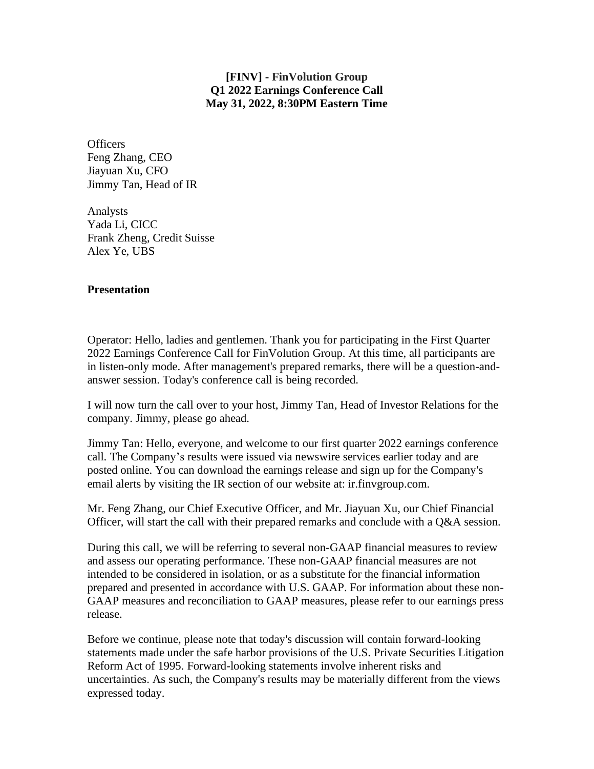# [FINV] - FinVolution Group
## Q1 2022 Earnings Conference Call
### May 31, 2022, 8:30PM Eastern Time

Officers
Feng Zhang, CEO
Jiayuan Xu, CFO
Jimmy Tan, Head of IR

Analysts
Yada Li, CICC
Frank Zheng, Credit Suisse
Alex Ye, UBS

**Presentation**

Operator: Hello, ladies and gentlemen. Thank you for participating in the First Quarter 2022 Earnings Conference Call for FinVolution Group. At this time, all participants are in listen-only mode. After management's prepared remarks, there will be a question-and-answer session. Today's conference call is being recorded.

I will now turn the call over to your host, Jimmy Tan, Head of Investor Relations for the company. Jimmy, please go ahead.

Jimmy Tan: Hello, everyone, and welcome to our first quarter 2022 earnings conference call. The Company's results were issued via newswire services earlier today and are posted online. You can download the earnings release and sign up for the Company's email alerts by visiting the IR section of our website at: ir.finvgroup.com.

Mr. Feng Zhang, our Chief Executive Officer, and Mr. Jiayuan Xu, our Chief Financial Officer, will start the call with their prepared remarks and conclude with a Q&A session.

During this call, we will be referring to several non-GAAP financial measures to review and assess our operating performance. These non-GAAP financial measures are not intended to be considered in isolation, or as a substitute for the financial information prepared and presented in accordance with U.S. GAAP. For information about these non-GAAP measures and reconciliation to GAAP measures, please refer to our earnings press release.

Before we continue, please note that today's discussion will contain forward-looking statements made under the safe harbor provisions of the U.S. Private Securities Litigation Reform Act of 1995. Forward-looking statements involve inherent risks and uncertainties. As such, the Company's results may be materially different from the views expressed today.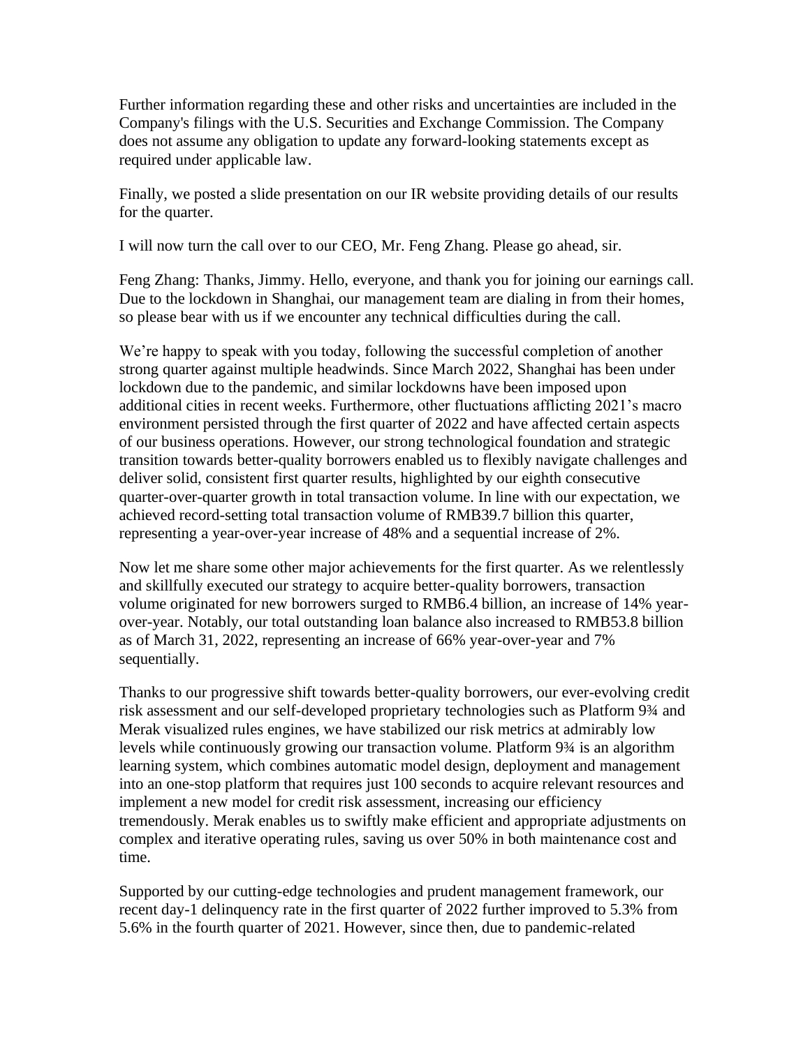Further information regarding these and other risks and uncertainties are included in the Company's filings with the U.S. Securities and Exchange Commission. The Company does not assume any obligation to update any forward-looking statements except as required under applicable law.

Finally, we posted a slide presentation on our IR website providing details of our results for the quarter.

I will now turn the call over to our CEO, Mr. Feng Zhang. Please go ahead, sir.

Feng Zhang: Thanks, Jimmy. Hello, everyone, and thank you for joining our earnings call. Due to the lockdown in Shanghai, our management team are dialing in from their homes, so please bear with us if we encounter any technical difficulties during the call.

We're happy to speak with you today, following the successful completion of another strong quarter against multiple headwinds. Since March 2022, Shanghai has been under lockdown due to the pandemic, and similar lockdowns have been imposed upon additional cities in recent weeks. Furthermore, other fluctuations afflicting 2021's macro environment persisted through the first quarter of 2022 and have affected certain aspects of our business operations. However, our strong technological foundation and strategic transition towards better-quality borrowers enabled us to flexibly navigate challenges and deliver solid, consistent first quarter results, highlighted by our eighth consecutive quarter-over-quarter growth in total transaction volume. In line with our expectation, we achieved record-setting total transaction volume of RMB39.7 billion this quarter, representing a year-over-year increase of 48% and a sequential increase of 2%.

Now let me share some other major achievements for the first quarter. As we relentlessly and skillfully executed our strategy to acquire better-quality borrowers, transaction volume originated for new borrowers surged to RMB6.4 billion, an increase of 14% year-over-year. Notably, our total outstanding loan balance also increased to RMB53.8 billion as of March 31, 2022, representing an increase of 66% year-over-year and 7% sequentially.

Thanks to our progressive shift towards better-quality borrowers, our ever-evolving credit risk assessment and our self-developed proprietary technologies such as Platform 9¾ and Merak visualized rules engines, we have stabilized our risk metrics at admirably low levels while continuously growing our transaction volume. Platform 9¾ is an algorithm learning system, which combines automatic model design, deployment and management into an one-stop platform that requires just 100 seconds to acquire relevant resources and implement a new model for credit risk assessment, increasing our efficiency tremendously. Merak enables us to swiftly make efficient and appropriate adjustments on complex and iterative operating rules, saving us over 50% in both maintenance cost and time.

Supported by our cutting-edge technologies and prudent management framework, our recent day-1 delinquency rate in the first quarter of 2022 further improved to 5.3% from 5.6% in the fourth quarter of 2021. However, since then, due to pandemic-related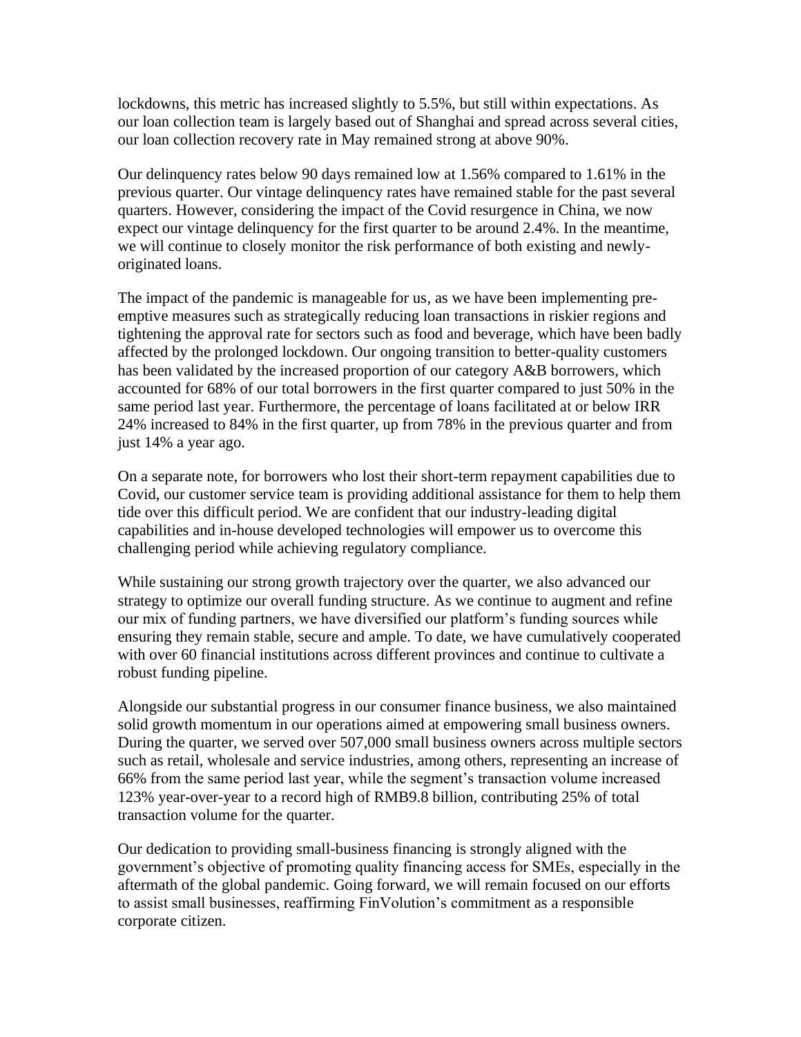lockdowns, this metric has increased slightly to 5.5%, but still within expectations. As our loan collection team is largely based out of Shanghai and spread across several cities, our loan collection recovery rate in May remained strong at above 90%.

Our delinquency rates below 90 days remained low at 1.56% compared to 1.61% in the previous quarter. Our vintage delinquency rates have remained stable for the past several quarters. However, considering the impact of the Covid resurgence in China, we now expect our vintage delinquency for the first quarter to be around 2.4%. In the meantime, we will continue to closely monitor the risk performance of both existing and newly-originated loans.

The impact of the pandemic is manageable for us, as we have been implementing pre-emptive measures such as strategically reducing loan transactions in riskier regions and tightening the approval rate for sectors such as food and beverage, which have been badly affected by the prolonged lockdown. Our ongoing transition to better-quality customers has been validated by the increased proportion of our category A&B borrowers, which accounted for 68% of our total borrowers in the first quarter compared to just 50% in the same period last year. Furthermore, the percentage of loans facilitated at or below IRR 24% increased to 84% in the first quarter, up from 78% in the previous quarter and from just 14% a year ago.

On a separate note, for borrowers who lost their short-term repayment capabilities due to Covid, our customer service team is providing additional assistance for them to help them tide over this difficult period. We are confident that our industry-leading digital capabilities and in-house developed technologies will empower us to overcome this challenging period while achieving regulatory compliance.

While sustaining our strong growth trajectory over the quarter, we also advanced our strategy to optimize our overall funding structure. As we continue to augment and refine our mix of funding partners, we have diversified our platform's funding sources while ensuring they remain stable, secure and ample. To date, we have cumulatively cooperated with over 60 financial institutions across different provinces and continue to cultivate a robust funding pipeline.

Alongside our substantial progress in our consumer finance business, we also maintained solid growth momentum in our operations aimed at empowering small business owners. During the quarter, we served over 507,000 small business owners across multiple sectors such as retail, wholesale and service industries, among others, representing an increase of 66% from the same period last year, while the segment's transaction volume increased 123% year-over-year to a record high of RMB9.8 billion, contributing 25% of total transaction volume for the quarter.

Our dedication to providing small-business financing is strongly aligned with the government's objective of promoting quality financing access for SMEs, especially in the aftermath of the global pandemic. Going forward, we will remain focused on our efforts to assist small businesses, reaffirming FinVolution's commitment as a responsible corporate citizen.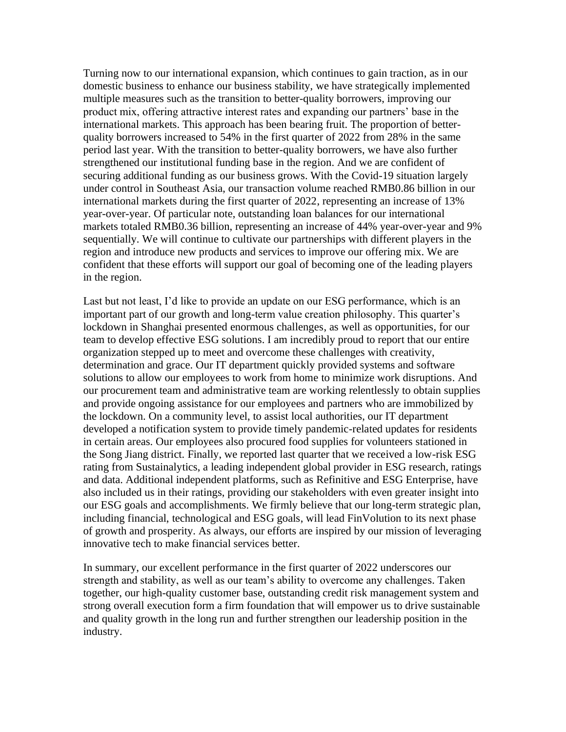Turning now to our international expansion, which continues to gain traction, as in our domestic business to enhance our business stability, we have strategically implemented multiple measures such as the transition to better-quality borrowers, improving our product mix, offering attractive interest rates and expanding our partners' base in the international markets. This approach has been bearing fruit. The proportion of better-quality borrowers increased to 54% in the first quarter of 2022 from 28% in the same period last year. With the transition to better-quality borrowers, we have also further strengthened our institutional funding base in the region. And we are confident of securing additional funding as our business grows. With the Covid-19 situation largely under control in Southeast Asia, our transaction volume reached RMB0.86 billion in our international markets during the first quarter of 2022, representing an increase of 13% year-over-year. Of particular note, outstanding loan balances for our international markets totaled RMB0.36 billion, representing an increase of 44% year-over-year and 9% sequentially. We will continue to cultivate our partnerships with different players in the region and introduce new products and services to improve our offering mix. We are confident that these efforts will support our goal of becoming one of the leading players in the region.

Last but not least, I'd like to provide an update on our ESG performance, which is an important part of our growth and long-term value creation philosophy. This quarter's lockdown in Shanghai presented enormous challenges, as well as opportunities, for our team to develop effective ESG solutions. I am incredibly proud to report that our entire organization stepped up to meet and overcome these challenges with creativity, determination and grace. Our IT department quickly provided systems and software solutions to allow our employees to work from home to minimize work disruptions. And our procurement team and administrative team are working relentlessly to obtain supplies and provide ongoing assistance for our employees and partners who are immobilized by the lockdown. On a community level, to assist local authorities, our IT department developed a notification system to provide timely pandemic-related updates for residents in certain areas. Our employees also procured food supplies for volunteers stationed in the Song Jiang district. Finally, we reported last quarter that we received a low-risk ESG rating from Sustainalytics, a leading independent global provider in ESG research, ratings and data. Additional independent platforms, such as Refinitive and ESG Enterprise, have also included us in their ratings, providing our stakeholders with even greater insight into our ESG goals and accomplishments. We firmly believe that our long-term strategic plan, including financial, technological and ESG goals, will lead FinVolution to its next phase of growth and prosperity. As always, our efforts are inspired by our mission of leveraging innovative tech to make financial services better.

In summary, our excellent performance in the first quarter of 2022 underscores our strength and stability, as well as our team's ability to overcome any challenges. Taken together, our high-quality customer base, outstanding credit risk management system and strong overall execution form a firm foundation that will empower us to drive sustainable and quality growth in the long run and further strengthen our leadership position in the industry.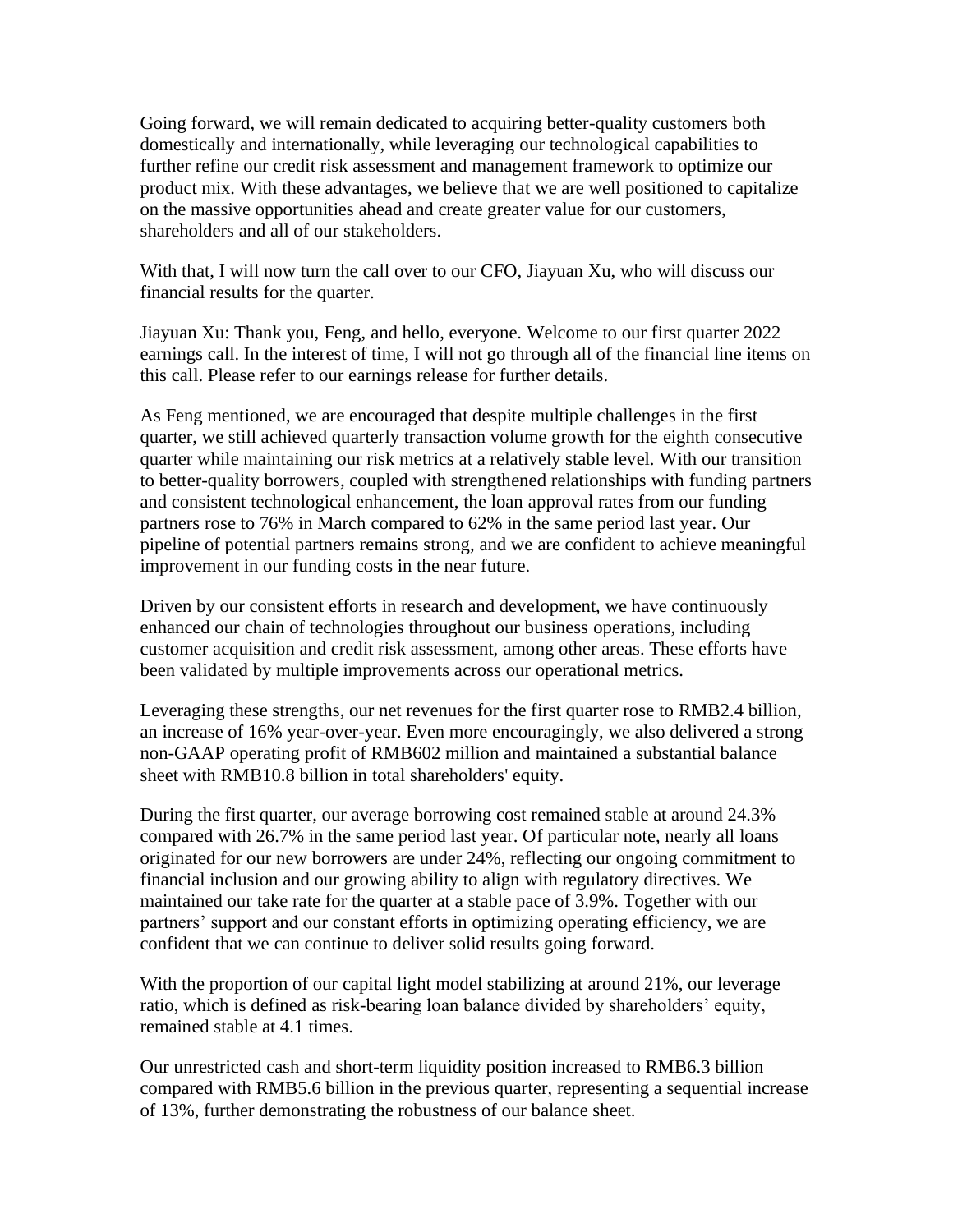Going forward, we will remain dedicated to acquiring better-quality customers both domestically and internationally, while leveraging our technological capabilities to further refine our credit risk assessment and management framework to optimize our product mix. With these advantages, we believe that we are well positioned to capitalize on the massive opportunities ahead and create greater value for our customers, shareholders and all of our stakeholders.

With that, I will now turn the call over to our CFO, Jiayuan Xu, who will discuss our financial results for the quarter.

Jiayuan Xu: Thank you, Feng, and hello, everyone. Welcome to our first quarter 2022 earnings call. In the interest of time, I will not go through all of the financial line items on this call. Please refer to our earnings release for further details.

As Feng mentioned, we are encouraged that despite multiple challenges in the first quarter, we still achieved quarterly transaction volume growth for the eighth consecutive quarter while maintaining our risk metrics at a relatively stable level. With our transition to better-quality borrowers, coupled with strengthened relationships with funding partners and consistent technological enhancement, the loan approval rates from our funding partners rose to 76% in March compared to 62% in the same period last year. Our pipeline of potential partners remains strong, and we are confident to achieve meaningful improvement in our funding costs in the near future.

Driven by our consistent efforts in research and development, we have continuously enhanced our chain of technologies throughout our business operations, including customer acquisition and credit risk assessment, among other areas. These efforts have been validated by multiple improvements across our operational metrics.

Leveraging these strengths, our net revenues for the first quarter rose to RMB2.4 billion, an increase of 16% year-over-year. Even more encouragingly, we also delivered a strong non-GAAP operating profit of RMB602 million and maintained a substantial balance sheet with RMB10.8 billion in total shareholders' equity.

During the first quarter, our average borrowing cost remained stable at around 24.3% compared with 26.7% in the same period last year. Of particular note, nearly all loans originated for our new borrowers are under 24%, reflecting our ongoing commitment to financial inclusion and our growing ability to align with regulatory directives. We maintained our take rate for the quarter at a stable pace of 3.9%. Together with our partners' support and our constant efforts in optimizing operating efficiency, we are confident that we can continue to deliver solid results going forward.

With the proportion of our capital light model stabilizing at around 21%, our leverage ratio, which is defined as risk-bearing loan balance divided by shareholders' equity, remained stable at 4.1 times.

Our unrestricted cash and short-term liquidity position increased to RMB6.3 billion compared with RMB5.6 billion in the previous quarter, representing a sequential increase of 13%, further demonstrating the robustness of our balance sheet.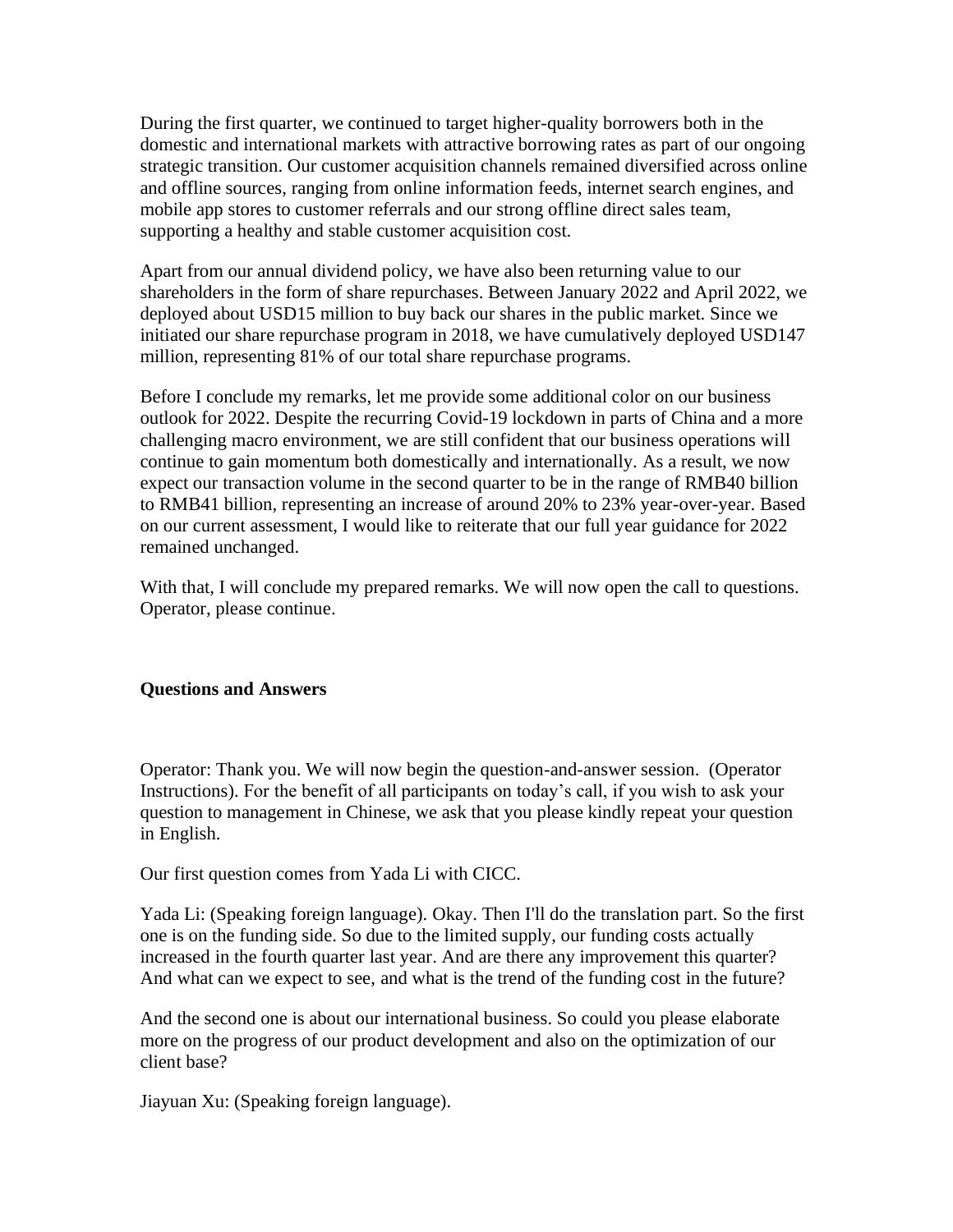During the first quarter, we continued to target higher-quality borrowers both in the domestic and international markets with attractive borrowing rates as part of our ongoing strategic transition. Our customer acquisition channels remained diversified across online and offline sources, ranging from online information feeds, internet search engines, and mobile app stores to customer referrals and our strong offline direct sales team, supporting a healthy and stable customer acquisition cost.

Apart from our annual dividend policy, we have also been returning value to our shareholders in the form of share repurchases. Between January 2022 and April 2022, we deployed about USD15 million to buy back our shares in the public market. Since we initiated our share repurchase program in 2018, we have cumulatively deployed USD147 million, representing 81% of our total share repurchase programs.

Before I conclude my remarks, let me provide some additional color on our business outlook for 2022. Despite the recurring Covid-19 lockdown in parts of China and a more challenging macro environment, we are still confident that our business operations will continue to gain momentum both domestically and internationally. As a result, we now expect our transaction volume in the second quarter to be in the range of RMB40 billion to RMB41 billion, representing an increase of around 20% to 23% year-over-year. Based on our current assessment, I would like to reiterate that our full year guidance for 2022 remained unchanged.

With that, I will conclude my prepared remarks. We will now open the call to questions. Operator, please continue.

**Questions and Answers**

Operator: Thank you. We will now begin the question-and-answer session. (Operator Instructions). For the benefit of all participants on today's call, if you wish to ask your question to management in Chinese, we ask that you please kindly repeat your question in English.

Our first question comes from Yada Li with CICC.

Yada Li: (Speaking foreign language). Okay. Then I'll do the translation part. So the first one is on the funding side. So due to the limited supply, our funding costs actually increased in the fourth quarter last year. And are there any improvement this quarter? And what can we expect to see, and what is the trend of the funding cost in the future?

And the second one is about our international business. So could you please elaborate more on the progress of our product development and also on the optimization of our client base?

Jiayuan Xu: (Speaking foreign language).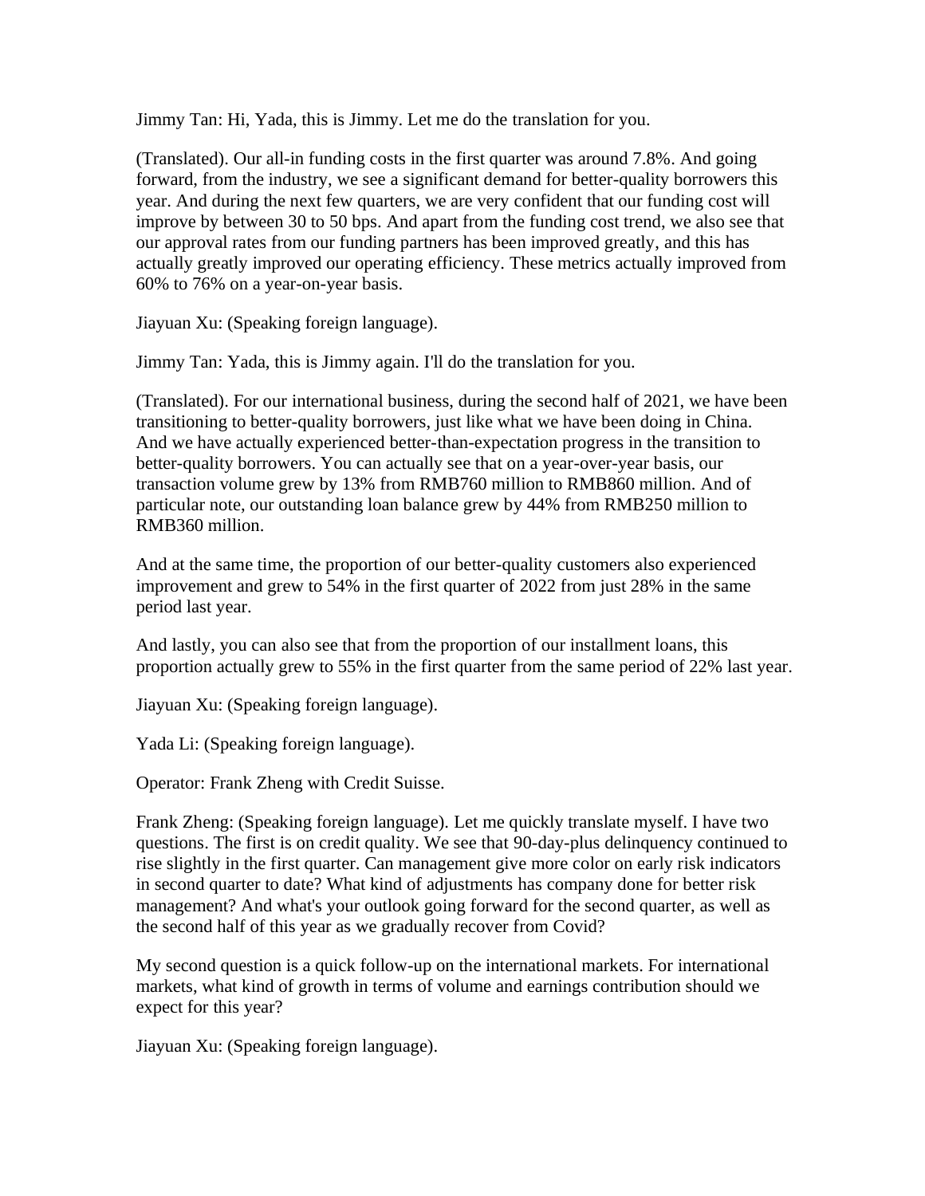Jimmy Tan: Hi, Yada, this is Jimmy. Let me do the translation for you.

(Translated). Our all-in funding costs in the first quarter was around 7.8%. And going forward, from the industry, we see a significant demand for better-quality borrowers this year. And during the next few quarters, we are very confident that our funding cost will improve by between 30 to 50 bps. And apart from the funding cost trend, we also see that our approval rates from our funding partners has been improved greatly, and this has actually greatly improved our operating efficiency. These metrics actually improved from 60% to 76% on a year-on-year basis.

Jiayuan Xu: (Speaking foreign language).

Jimmy Tan: Yada, this is Jimmy again. I'll do the translation for you.

(Translated). For our international business, during the second half of 2021, we have been transitioning to better-quality borrowers, just like what we have been doing in China. And we have actually experienced better-than-expectation progress in the transition to better-quality borrowers. You can actually see that on a year-over-year basis, our transaction volume grew by 13% from RMB760 million to RMB860 million. And of particular note, our outstanding loan balance grew by 44% from RMB250 million to RMB360 million.

And at the same time, the proportion of our better-quality customers also experienced improvement and grew to 54% in the first quarter of 2022 from just 28% in the same period last year.

And lastly, you can also see that from the proportion of our installment loans, this proportion actually grew to 55% in the first quarter from the same period of 22% last year.

Jiayuan Xu: (Speaking foreign language).

Yada Li: (Speaking foreign language).

Operator: Frank Zheng with Credit Suisse.

Frank Zheng: (Speaking foreign language). Let me quickly translate myself. I have two questions. The first is on credit quality. We see that 90-day-plus delinquency continued to rise slightly in the first quarter. Can management give more color on early risk indicators in second quarter to date? What kind of adjustments has company done for better risk management? And what's your outlook going forward for the second quarter, as well as the second half of this year as we gradually recover from Covid?

My second question is a quick follow-up on the international markets. For international markets, what kind of growth in terms of volume and earnings contribution should we expect for this year?

Jiayuan Xu: (Speaking foreign language).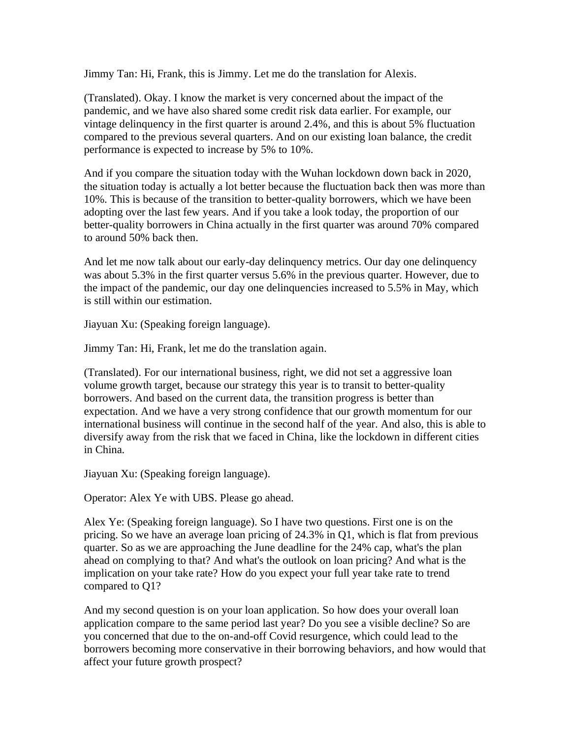Jimmy Tan: Hi, Frank, this is Jimmy. Let me do the translation for Alexis.

(Translated). Okay. I know the market is very concerned about the impact of the pandemic, and we have also shared some credit risk data earlier. For example, our vintage delinquency in the first quarter is around 2.4%, and this is about 5% fluctuation compared to the previous several quarters. And on our existing loan balance, the credit performance is expected to increase by 5% to 10%.

And if you compare the situation today with the Wuhan lockdown down back in 2020, the situation today is actually a lot better because the fluctuation back then was more than 10%. This is because of the transition to better-quality borrowers, which we have been adopting over the last few years. And if you take a look today, the proportion of our better-quality borrowers in China actually in the first quarter was around 70% compared to around 50% back then.

And let me now talk about our early-day delinquency metrics. Our day one delinquency was about 5.3% in the first quarter versus 5.6% in the previous quarter. However, due to the impact of the pandemic, our day one delinquencies increased to 5.5% in May, which is still within our estimation.

Jiayuan Xu: (Speaking foreign language).

Jimmy Tan: Hi, Frank, let me do the translation again.

(Translated). For our international business, right, we did not set a aggressive loan volume growth target, because our strategy this year is to transit to better-quality borrowers. And based on the current data, the transition progress is better than expectation. And we have a very strong confidence that our growth momentum for our international business will continue in the second half of the year. And also, this is able to diversify away from the risk that we faced in China, like the lockdown in different cities in China.

Jiayuan Xu: (Speaking foreign language).

Operator: Alex Ye with UBS. Please go ahead.

Alex Ye: (Speaking foreign language). So I have two questions. First one is on the pricing. So we have an average loan pricing of 24.3% in Q1, which is flat from previous quarter. So as we are approaching the June deadline for the 24% cap, what's the plan ahead on complying to that? And what's the outlook on loan pricing? And what is the implication on your take rate? How do you expect your full year take rate to trend compared to Q1?

And my second question is on your loan application. So how does your overall loan application compare to the same period last year? Do you see a visible decline? So are you concerned that due to the on-and-off Covid resurgence, which could lead to the borrowers becoming more conservative in their borrowing behaviors, and how would that affect your future growth prospect?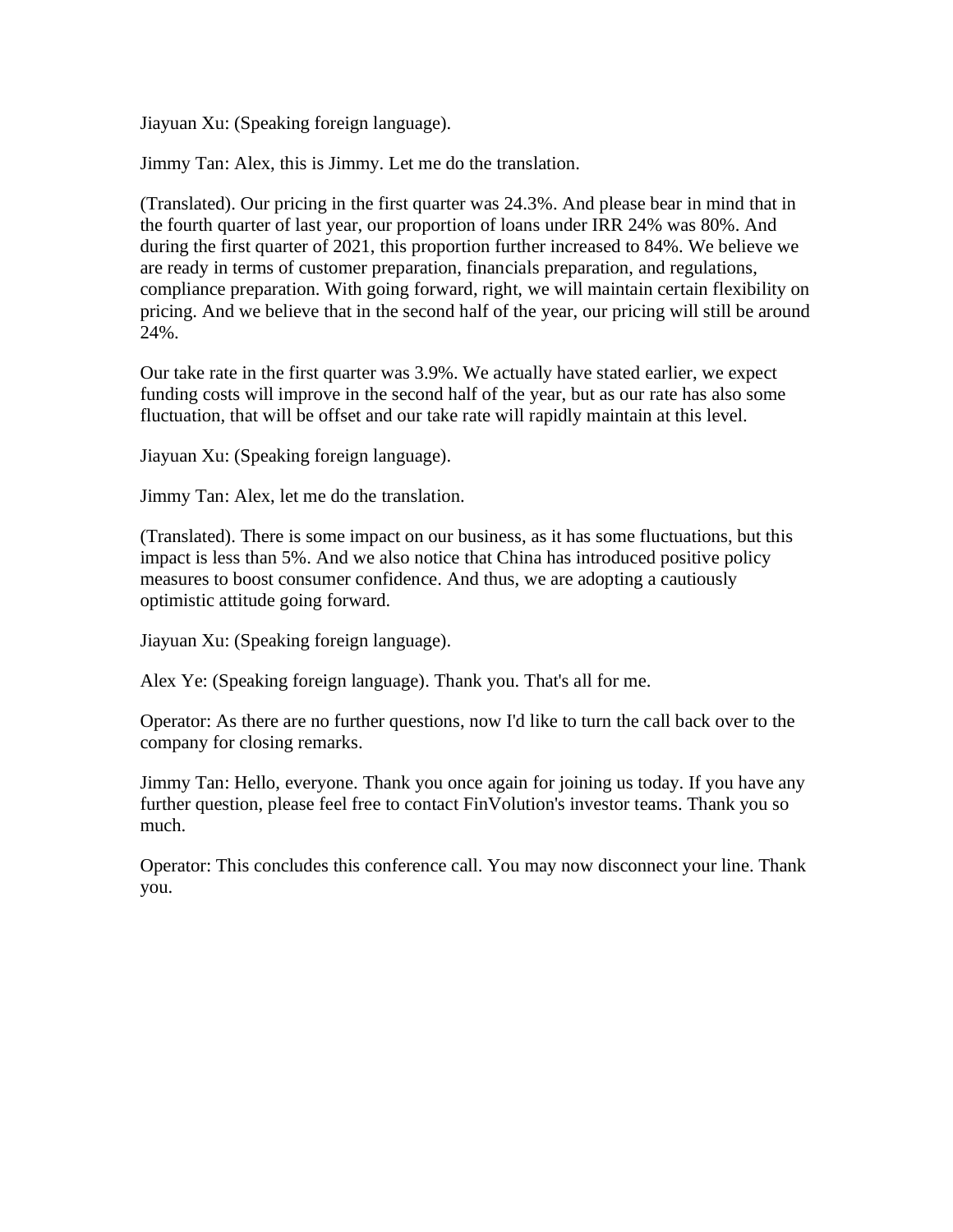Jiayuan Xu: (Speaking foreign language).

Jimmy Tan: Alex, this is Jimmy. Let me do the translation.

(Translated). Our pricing in the first quarter was 24.3%. And please bear in mind that in the fourth quarter of last year, our proportion of loans under IRR 24% was 80%. And during the first quarter of 2021, this proportion further increased to 84%. We believe we are ready in terms of customer preparation, financials preparation, and regulations, compliance preparation. With going forward, right, we will maintain certain flexibility on pricing. And we believe that in the second half of the year, our pricing will still be around 24%.

Our take rate in the first quarter was 3.9%. We actually have stated earlier, we expect funding costs will improve in the second half of the year, but as our rate has also some fluctuation, that will be offset and our take rate will rapidly maintain at this level.

Jiayuan Xu: (Speaking foreign language).

Jimmy Tan: Alex, let me do the translation.

(Translated). There is some impact on our business, as it has some fluctuations, but this impact is less than 5%. And we also notice that China has introduced positive policy measures to boost consumer confidence. And thus, we are adopting a cautiously optimistic attitude going forward.

Jiayuan Xu: (Speaking foreign language).

Alex Ye: (Speaking foreign language). Thank you. That's all for me.

Operator: As there are no further questions, now I'd like to turn the call back over to the company for closing remarks.

Jimmy Tan: Hello, everyone. Thank you once again for joining us today. If you have any further question, please feel free to contact FinVolution's investor teams. Thank you so much.

Operator: This concludes this conference call. You may now disconnect your line. Thank you.